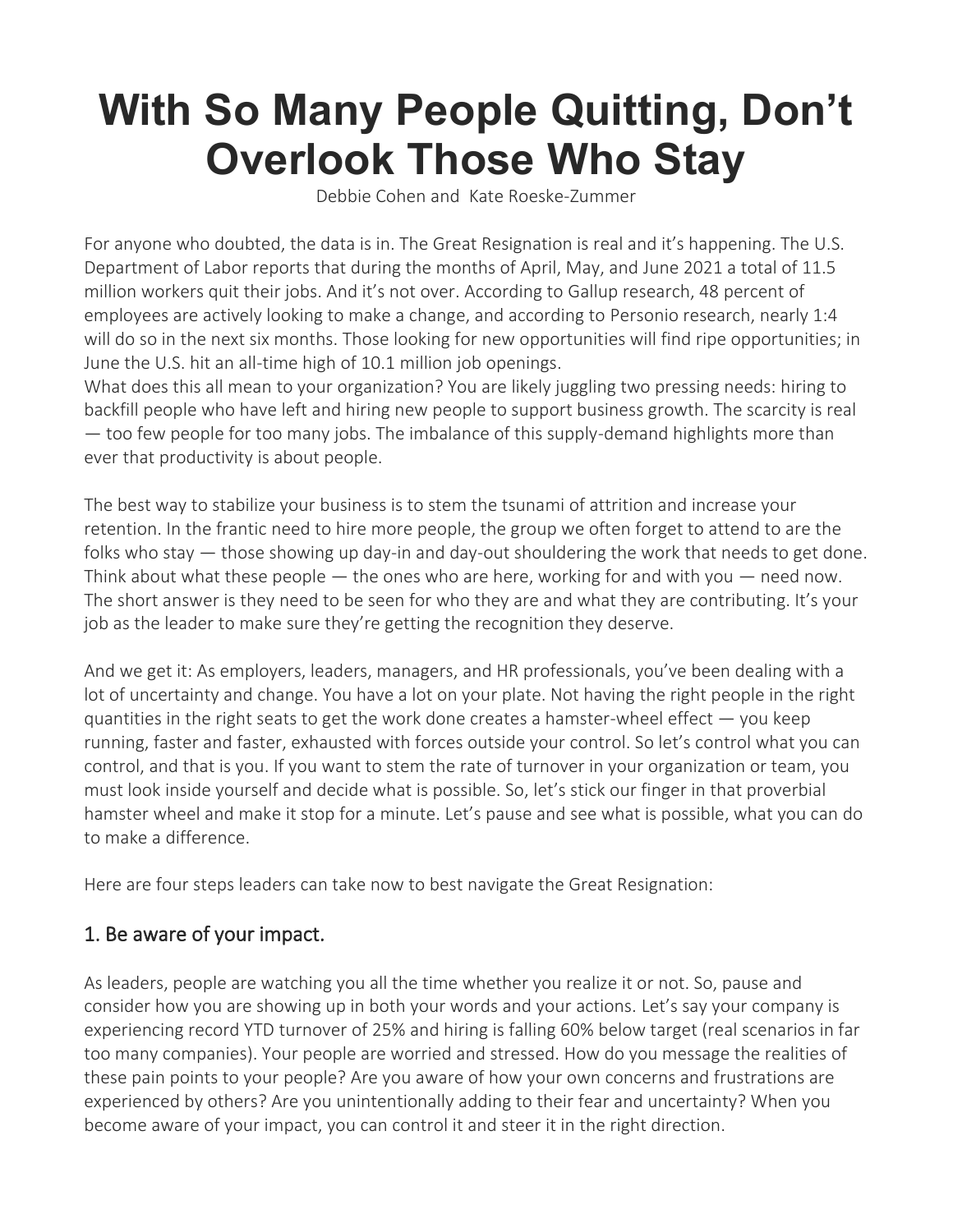# With So Many People Quitting, Don't Overlook Those Who Stay

Debbie Cohen and Kate Roeske-Zummer

For anyone who doubted, the data is in. The Great Resignation is real and it's happening. The U.S. Department of Labor reports that during the months of April, May, and June 2021 a total of 11.5 million workers quit their jobs. And it's not over. According to Gallup research, 48 percent of employees are actively looking to make a change, and according to Personio research, nearly 1:4 will do so in the next six months. Those looking for new opportunities will find ripe opportunities; in June the U.S. hit an all-time high of 10.1 million job openings.
What does this all mean to your organization? You are likely juggling two pressing needs: hiring to backfill people who have left and hiring new people to support business growth. The scarcity is real — too few people for too many jobs. The imbalance of this supply-demand highlights more than ever that productivity is about people.

The best way to stabilize your business is to stem the tsunami of attrition and increase your retention. In the frantic need to hire more people, the group we often forget to attend to are the folks who stay — those showing up day-in and day-out shouldering the work that needs to get done. Think about what these people — the ones who are here, working for and with you — need now. The short answer is they need to be seen for who they are and what they are contributing. It's your job as the leader to make sure they're getting the recognition they deserve.

And we get it: As employers, leaders, managers, and HR professionals, you've been dealing with a lot of uncertainty and change. You have a lot on your plate. Not having the right people in the right quantities in the right seats to get the work done creates a hamster-wheel effect — you keep running, faster and faster, exhausted with forces outside your control. So let's control what you can control, and that is you. If you want to stem the rate of turnover in your organization or team, you must look inside yourself and decide what is possible. So, let's stick our finger in that proverbial hamster wheel and make it stop for a minute. Let's pause and see what is possible, what you can do to make a difference.

Here are four steps leaders can take now to best navigate the Great Resignation:

## 1. Be aware of your impact.

As leaders, people are watching you all the time whether you realize it or not. So, pause and consider how you are showing up in both your words and your actions. Let's say your company is experiencing record YTD turnover of 25% and hiring is falling 60% below target (real scenarios in far too many companies). Your people are worried and stressed. How do you message the realities of these pain points to your people? Are you aware of how your own concerns and frustrations are experienced by others? Are you unintentionally adding to their fear and uncertainty? When you become aware of your impact, you can control it and steer it in the right direction.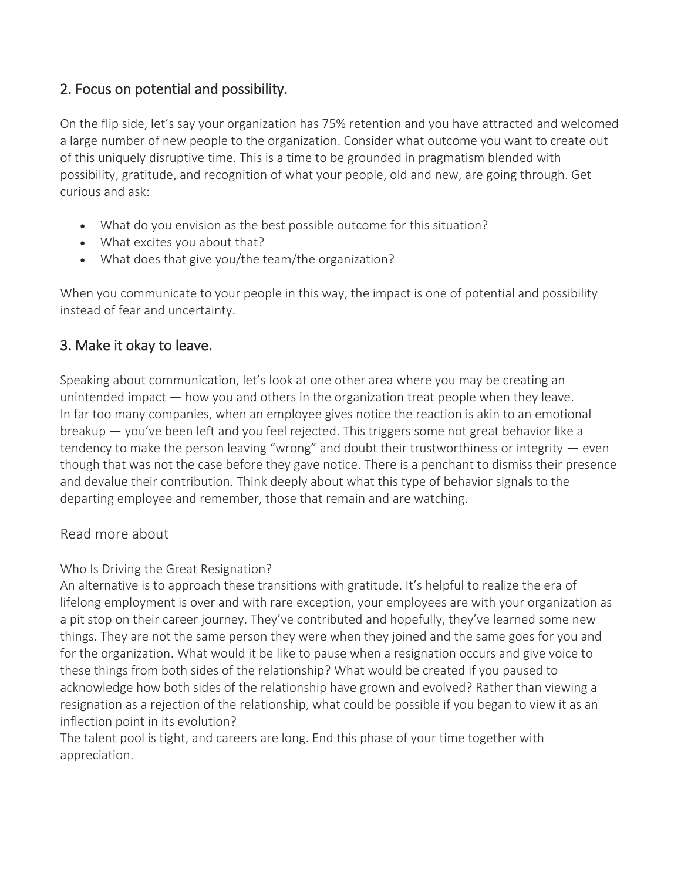## 2. Focus on potential and possibility.

On the flip side, let's say your organization has 75% retention and you have attracted and welcomed a large number of new people to the organization. Consider what outcome you want to create out of this uniquely disruptive time. This is a time to be grounded in pragmatism blended with possibility, gratitude, and recognition of what your people, old and new, are going through. Get curious and ask:

- What do you envision as the best possible outcome for this situation?
- What excites you about that?
- What does that give you/the team/the organization?

When you communicate to your people in this way, the impact is one of potential and possibility instead of fear and uncertainty.

## 3. Make it okay to leave.

Speaking about communication, let's look at one other area where you may be creating an unintended impact — how you and others in the organization treat people when they leave.
In far too many companies, when an employee gives notice the reaction is akin to an emotional breakup — you've been left and you feel rejected. This triggers some not great behavior like a tendency to make the person leaving "wrong" and doubt their trustworthiness or integrity — even though that was not the case before they gave notice. There is a penchant to dismiss their presence and devalue their contribution. Think deeply about what this type of behavior signals to the departing employee and remember, those that remain and are watching.

## Read more about

Who Is Driving the Great Resignation?
An alternative is to approach these transitions with gratitude. It's helpful to realize the era of lifelong employment is over and with rare exception, your employees are with your organization as a pit stop on their career journey. They've contributed and hopefully, they've learned some new things. They are not the same person they were when they joined and the same goes for you and for the organization. What would it be like to pause when a resignation occurs and give voice to these things from both sides of the relationship? What would be created if you paused to acknowledge how both sides of the relationship have grown and evolved? Rather than viewing a resignation as a rejection of the relationship, what could be possible if you began to view it as an inflection point in its evolution?
The talent pool is tight, and careers are long. End this phase of your time together with appreciation.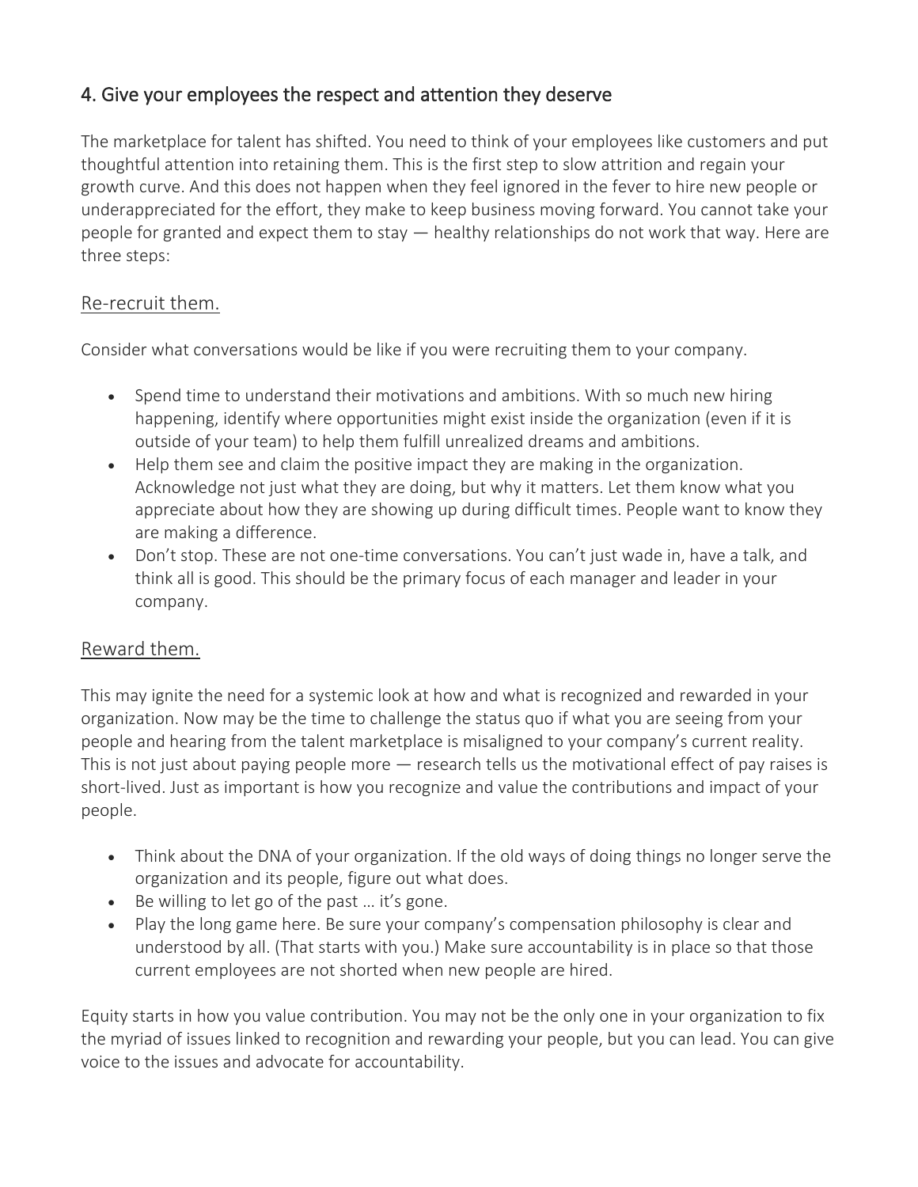## 4. Give your employees the respect and attention they deserve

The marketplace for talent has shifted. You need to think of your employees like customers and put thoughtful attention into retaining them. This is the first step to slow attrition and regain your growth curve. And this does not happen when they feel ignored in the fever to hire new people or underappreciated for the effort, they make to keep business moving forward. You cannot take your people for granted and expect them to stay — healthy relationships do not work that way. Here are three steps:

### Re-recruit them.

Consider what conversations would be like if you were recruiting them to your company.

- Spend time to understand their motivations and ambitions. With so much new hiring happening, identify where opportunities might exist inside the organization (even if it is outside of your team) to help them fulfill unrealized dreams and ambitions.
- Help them see and claim the positive impact they are making in the organization. Acknowledge not just what they are doing, but why it matters. Let them know what you appreciate about how they are showing up during difficult times. People want to know they are making a difference.
- Don't stop. These are not one-time conversations. You can't just wade in, have a talk, and think all is good. This should be the primary focus of each manager and leader in your company.

### Reward them.

This may ignite the need for a systemic look at how and what is recognized and rewarded in your organization. Now may be the time to challenge the status quo if what you are seeing from your people and hearing from the talent marketplace is misaligned to your company's current reality. This is not just about paying people more — research tells us the motivational effect of pay raises is short-lived. Just as important is how you recognize and value the contributions and impact of your people.

- Think about the DNA of your organization. If the old ways of doing things no longer serve the organization and its people, figure out what does.
- Be willing to let go of the past … it's gone.
- Play the long game here. Be sure your company's compensation philosophy is clear and understood by all. (That starts with you.) Make sure accountability is in place so that those current employees are not shorted when new people are hired.

Equity starts in how you value contribution. You may not be the only one in your organization to fix the myriad of issues linked to recognition and rewarding your people, but you can lead. You can give voice to the issues and advocate for accountability.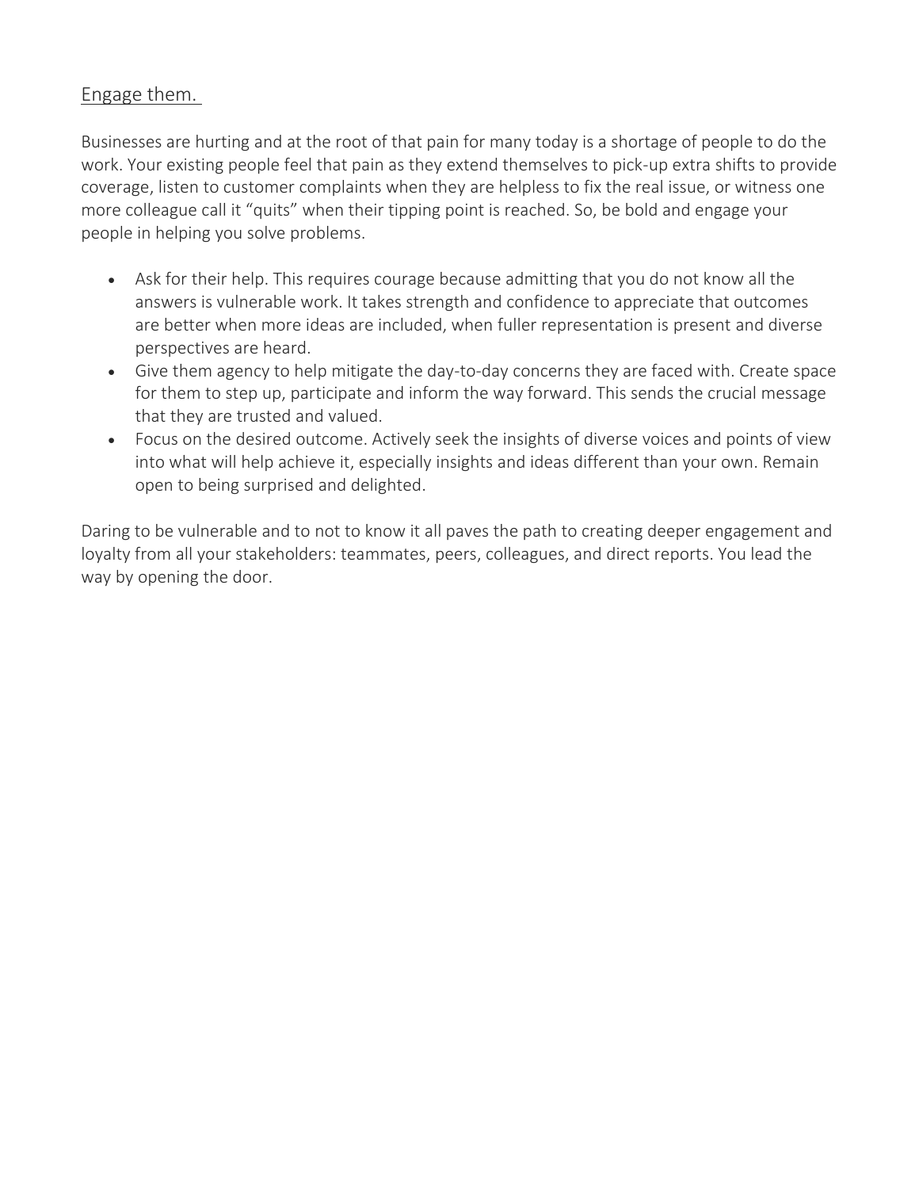## Engage them.

Businesses are hurting and at the root of that pain for many today is a shortage of people to do the work. Your existing people feel that pain as they extend themselves to pick-up extra shifts to provide coverage, listen to customer complaints when they are helpless to fix the real issue, or witness one more colleague call it "quits" when their tipping point is reached. So, be bold and engage your people in helping you solve problems.

- Ask for their help. This requires courage because admitting that you do not know all the answers is vulnerable work. It takes strength and confidence to appreciate that outcomes are better when more ideas are included, when fuller representation is present and diverse perspectives are heard.
- Give them agency to help mitigate the day-to-day concerns they are faced with. Create space for them to step up, participate and inform the way forward. This sends the crucial message that they are trusted and valued.
- Focus on the desired outcome. Actively seek the insights of diverse voices and points of view into what will help achieve it, especially insights and ideas different than your own. Remain open to being surprised and delighted.

Daring to be vulnerable and to not to know it all paves the path to creating deeper engagement and loyalty from all your stakeholders: teammates, peers, colleagues, and direct reports. You lead the way by opening the door.